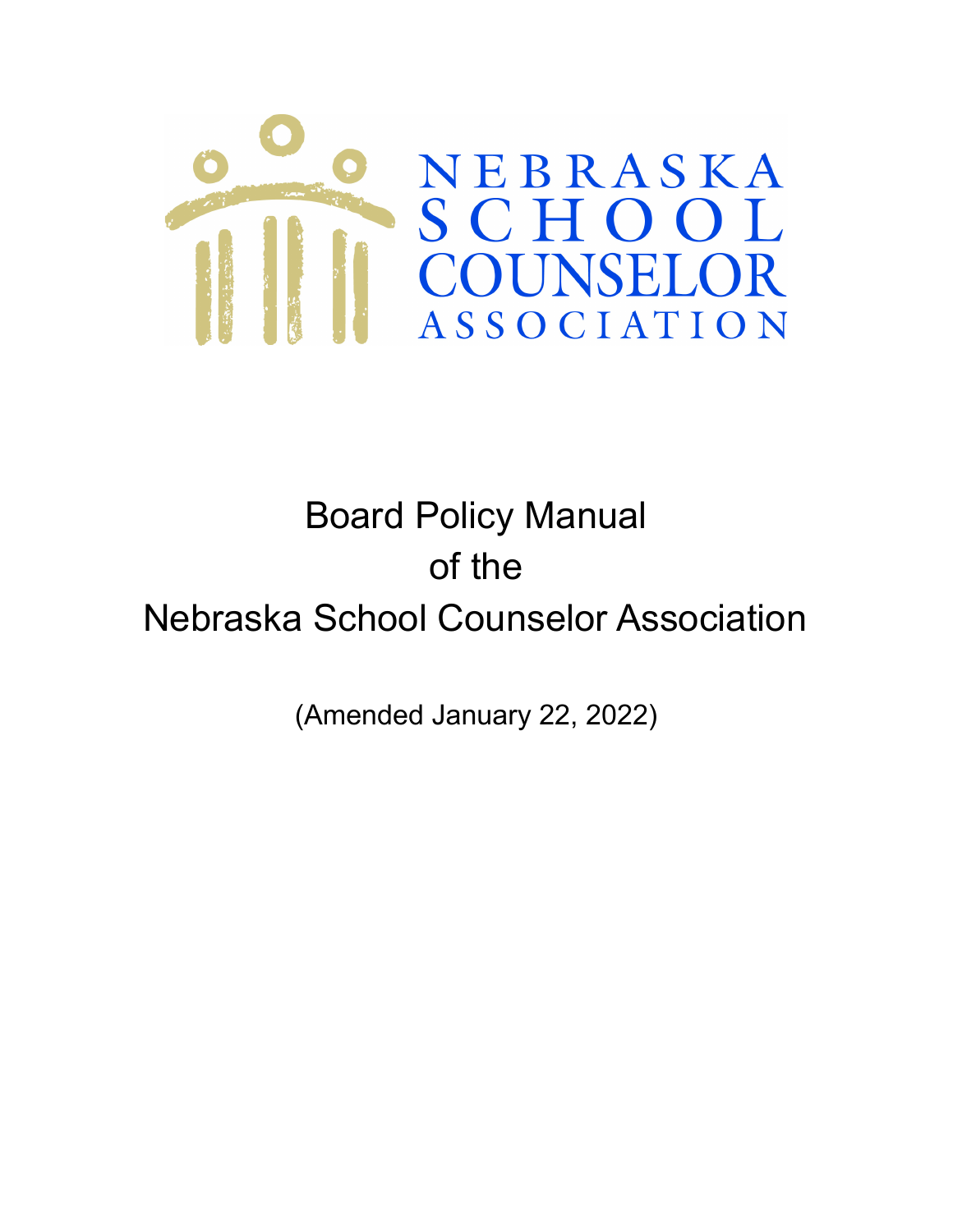NEBRASKA SCHOOL COUNSELOR ASSOCIATION

# Board Policy Manual of the Nebraska School Counselor Association

(Amended January 22, 2022)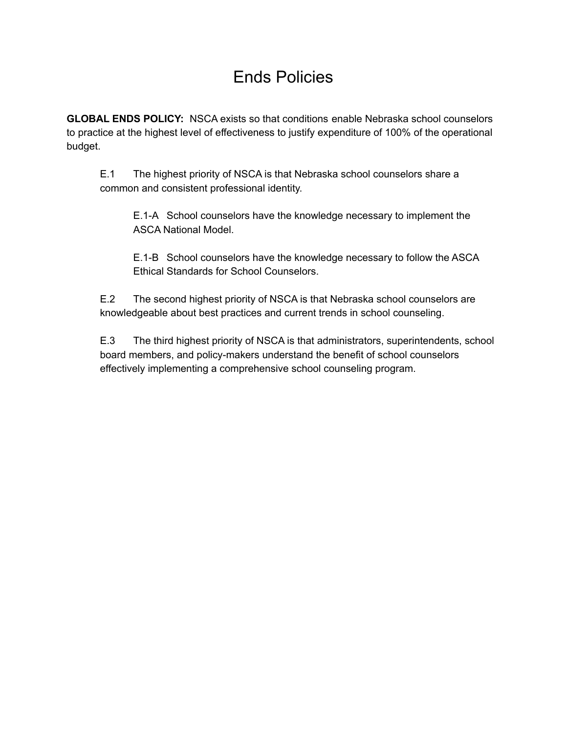# Ends Policies

**GLOBAL ENDS POLICY:** NSCA exists so that conditions enable Nebraska school counselors to practice at the highest level of effectiveness to justify expenditure of 100% of the operational budget.

E.1 The highest priority of NSCA is that Nebraska school counselors share a common and consistent professional identity.

E.1-A School counselors have the knowledge necessary to implement the ASCA National Model.

E.1-B School counselors have the knowledge necessary to follow the ASCA Ethical Standards for School Counselors.

E.2 The second highest priority of NSCA is that Nebraska school counselors are knowledgeable about best practices and current trends in school counseling.

E.3 The third highest priority of NSCA is that administrators, superintendents, school board members, and policy-makers understand the benefit of school counselors effectively implementing a comprehensive school counseling program.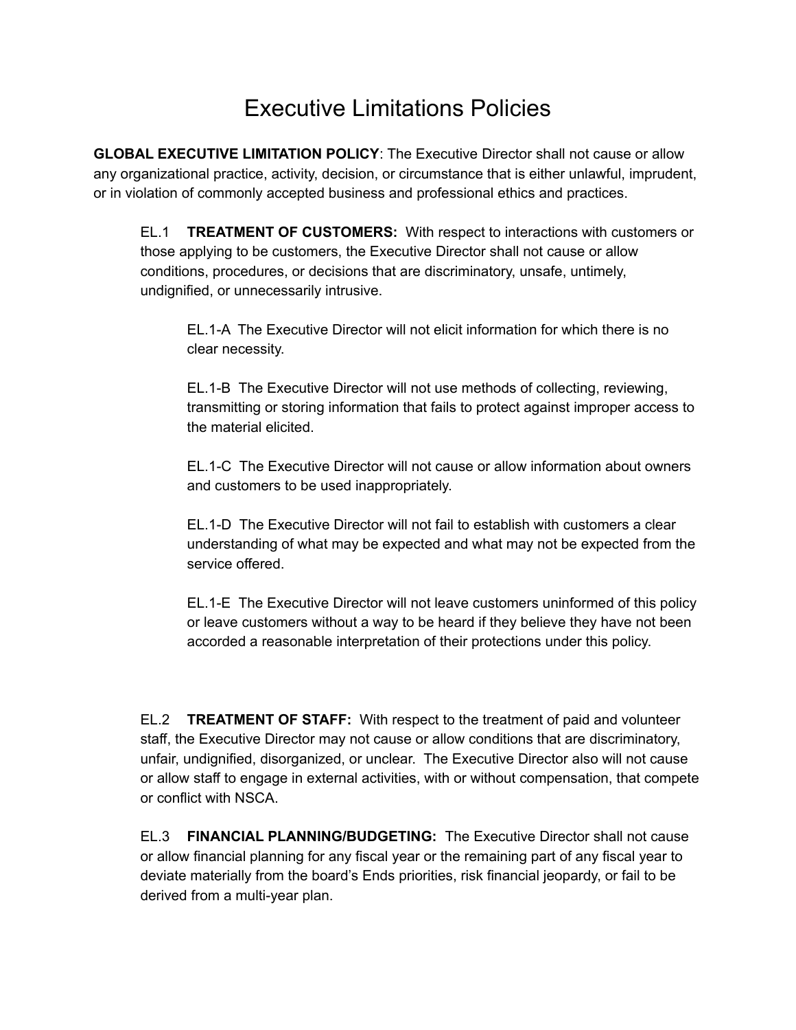# Executive Limitations Policies

**GLOBAL EXECUTIVE LIMITATION POLICY**: The Executive Director shall not cause or allow any organizational practice, activity, decision, or circumstance that is either unlawful, imprudent, or in violation of commonly accepted business and professional ethics and practices.

EL.1 **TREATMENT OF CUSTOMERS:** With respect to interactions with customers or those applying to be customers, the Executive Director shall not cause or allow conditions, procedures, or decisions that are discriminatory, unsafe, untimely, undignified, or unnecessarily intrusive.

EL.1-A The Executive Director will not elicit information for which there is no clear necessity.

EL.1-B The Executive Director will not use methods of collecting, reviewing, transmitting or storing information that fails to protect against improper access to the material elicited.

EL.1-C The Executive Director will not cause or allow information about owners and customers to be used inappropriately.

EL.1-D The Executive Director will not fail to establish with customers a clear understanding of what may be expected and what may not be expected from the service offered.

EL.1-E The Executive Director will not leave customers uninformed of this policy or leave customers without a way to be heard if they believe they have not been accorded a reasonable interpretation of their protections under this policy.

EL.2 **TREATMENT OF STAFF:** With respect to the treatment of paid and volunteer staff, the Executive Director may not cause or allow conditions that are discriminatory, unfair, undignified, disorganized, or unclear. The Executive Director also will not cause or allow staff to engage in external activities, with or without compensation, that compete or conflict with NSCA.

EL.3 **FINANCIAL PLANNING/BUDGETING:** The Executive Director shall not cause or allow financial planning for any fiscal year or the remaining part of any fiscal year to deviate materially from the board's Ends priorities, risk financial jeopardy, or fail to be derived from a multi-year plan.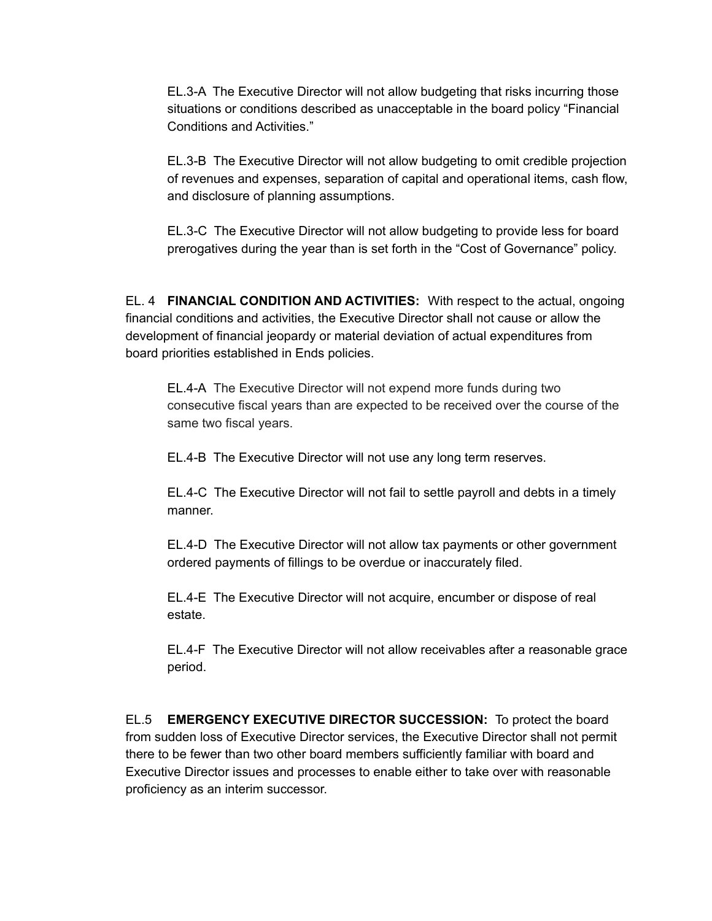EL.3-A The Executive Director will not allow budgeting that risks incurring those situations or conditions described as unacceptable in the board policy "Financial Conditions and Activities."

EL.3-B The Executive Director will not allow budgeting to omit credible projection of revenues and expenses, separation of capital and operational items, cash flow, and disclosure of planning assumptions.

EL.3-C The Executive Director will not allow budgeting to provide less for board prerogatives during the year than is set forth in the "Cost of Governance" policy.

EL. 4 **FINANCIAL CONDITION AND ACTIVITIES:** With respect to the actual, ongoing financial conditions and activities, the Executive Director shall not cause or allow the development of financial jeopardy or material deviation of actual expenditures from board priorities established in Ends policies.

EL.4-A The Executive Director will not expend more funds during two consecutive fiscal years than are expected to be received over the course of the same two fiscal years.

EL.4-B The Executive Director will not use any long term reserves.

EL.4-C The Executive Director will not fail to settle payroll and debts in a timely manner.

EL.4-D The Executive Director will not allow tax payments or other government ordered payments of fillings to be overdue or inaccurately filed.

EL.4-E The Executive Director will not acquire, encumber or dispose of real estate.

EL.4-F The Executive Director will not allow receivables after a reasonable grace period.

EL.5 **EMERGENCY EXECUTIVE DIRECTOR SUCCESSION:** To protect the board from sudden loss of Executive Director services, the Executive Director shall not permit there to be fewer than two other board members sufficiently familiar with board and Executive Director issues and processes to enable either to take over with reasonable proficiency as an interim successor.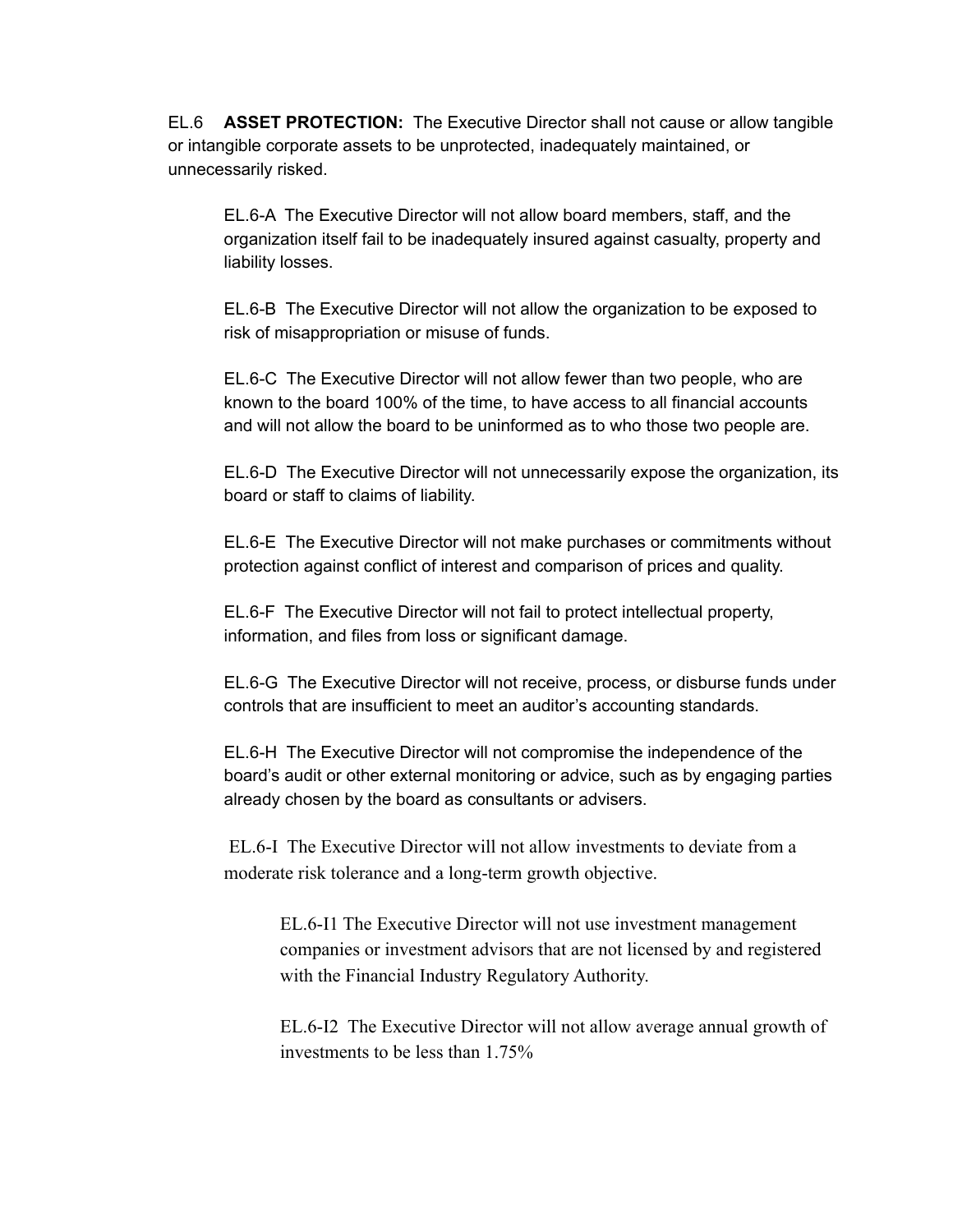EL.6 **ASSET PROTECTION:** The Executive Director shall not cause or allow tangible or intangible corporate assets to be unprotected, inadequately maintained, or unnecessarily risked.

> EL.6-A The Executive Director will not allow board members, staff, and the organization itself fail to be inadequately insured against casualty, property and liability losses.
>
> EL.6-B The Executive Director will not allow the organization to be exposed to risk of misappropriation or misuse of funds.
>
> EL.6-C The Executive Director will not allow fewer than two people, who are known to the board 100% of the time, to have access to all financial accounts and will not allow the board to be uninformed as to who those two people are.
>
> EL.6-D The Executive Director will not unnecessarily expose the organization, its board or staff to claims of liability.
>
> EL.6-E The Executive Director will not make purchases or commitments without protection against conflict of interest and comparison of prices and quality.
>
> EL.6-F The Executive Director will not fail to protect intellectual property, information, and files from loss or significant damage.
>
> EL.6-G The Executive Director will not receive, process, or disburse funds under controls that are insufficient to meet an auditor's accounting standards.
>
> EL.6-H The Executive Director will not compromise the independence of the board's audit or other external monitoring or advice, such as by engaging parties already chosen by the board as consultants or advisers.
>
> EL.6-I The Executive Director will not allow investments to deviate from a moderate risk tolerance and a long-term growth objective.
>
> > EL.6-I1 The Executive Director will not use investment management companies or investment advisors that are not licensed by and registered with the Financial Industry Regulatory Authority.
> >
> > EL.6-I2 The Executive Director will not allow average annual growth of investments to be less than 1.75%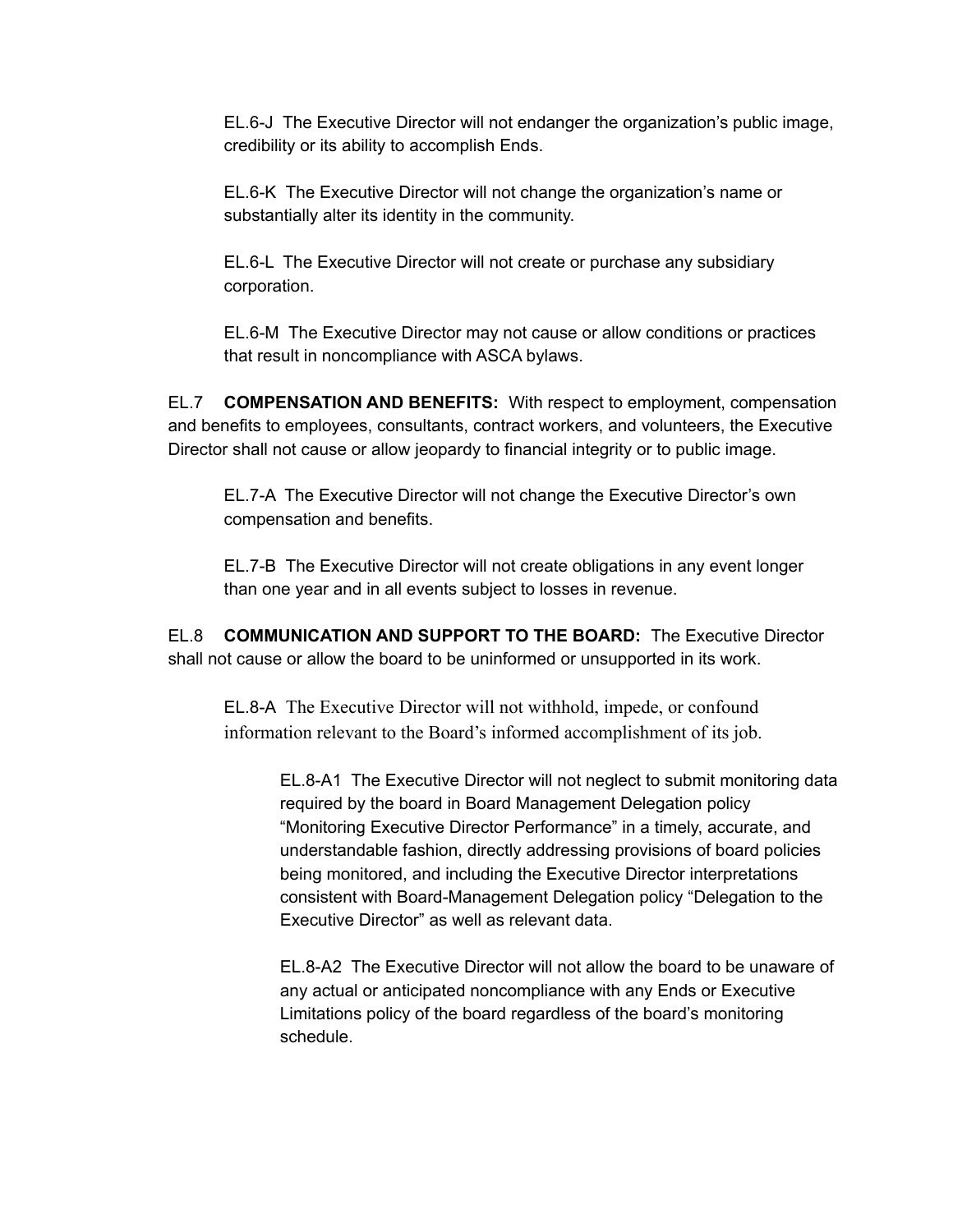EL.6-J The Executive Director will not endanger the organization's public image, credibility or its ability to accomplish Ends.

EL.6-K The Executive Director will not change the organization's name or substantially alter its identity in the community.

EL.6-L The Executive Director will not create or purchase any subsidiary corporation.

EL.6-M The Executive Director may not cause or allow conditions or practices that result in noncompliance with ASCA bylaws.

EL.7 **COMPENSATION AND BENEFITS:** With respect to employment, compensation and benefits to employees, consultants, contract workers, and volunteers, the Executive Director shall not cause or allow jeopardy to financial integrity or to public image.

EL.7-A The Executive Director will not change the Executive Director's own compensation and benefits.

EL.7-B The Executive Director will not create obligations in any event longer than one year and in all events subject to losses in revenue.

EL.8 **COMMUNICATION AND SUPPORT TO THE BOARD:** The Executive Director shall not cause or allow the board to be uninformed or unsupported in its work.

EL.8-A The Executive Director will not withhold, impede, or confound information relevant to the Board's informed accomplishment of its job.

EL.8-A1 The Executive Director will not neglect to submit monitoring data required by the board in Board Management Delegation policy "Monitoring Executive Director Performance" in a timely, accurate, and understandable fashion, directly addressing provisions of board policies being monitored, and including the Executive Director interpretations consistent with Board-Management Delegation policy "Delegation to the Executive Director" as well as relevant data.

EL.8-A2 The Executive Director will not allow the board to be unaware of any actual or anticipated noncompliance with any Ends or Executive Limitations policy of the board regardless of the board's monitoring schedule.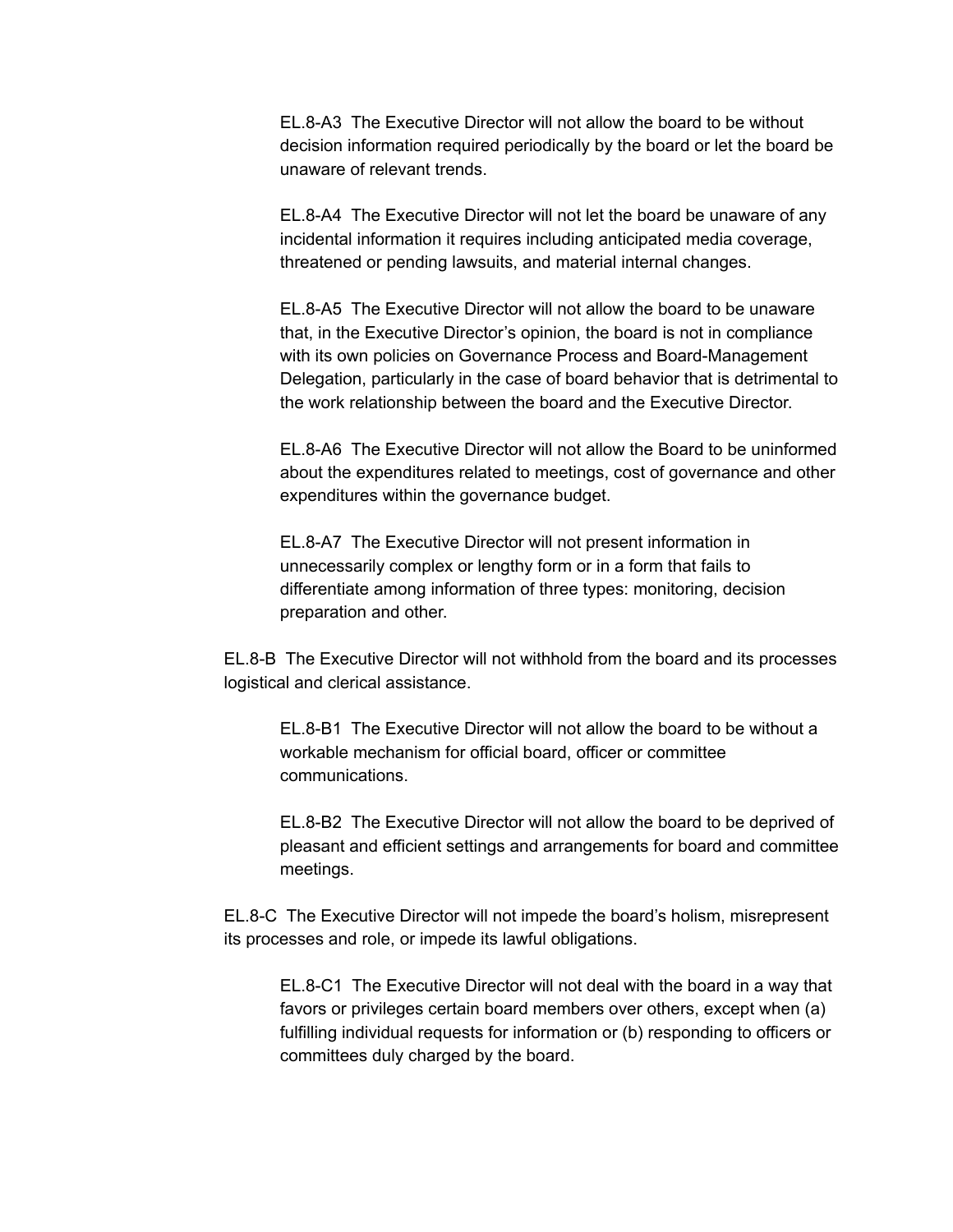EL.8-A3  The Executive Director will not allow the board to be without decision information required periodically by the board or let the board be unaware of relevant trends.

EL.8-A4  The Executive Director will not let the board be unaware of any incidental information it requires including anticipated media coverage, threatened or pending lawsuits, and material internal changes.

EL.8-A5  The Executive Director will not allow the board to be unaware that, in the Executive Director's opinion, the board is not in compliance with its own policies on Governance Process and Board-Management Delegation, particularly in the case of board behavior that is detrimental to the work relationship between the board and the Executive Director.

EL.8-A6  The Executive Director will not allow the Board to be uninformed about the expenditures related to meetings, cost of governance and other expenditures within the governance budget.

EL.8-A7  The Executive Director will not present information in unnecessarily complex or lengthy form or in a form that fails to differentiate among information of three types: monitoring, decision preparation and other.

EL.8-B  The Executive Director will not withhold from the board and its processes logistical and clerical assistance.

EL.8-B1  The Executive Director will not allow the board to be without a workable mechanism for official board, officer or committee communications.

EL.8-B2  The Executive Director will not allow the board to be deprived of pleasant and efficient settings and arrangements for board and committee meetings.

EL.8-C  The Executive Director will not impede the board's holism, misrepresent its processes and role, or impede its lawful obligations.

EL.8-C1  The Executive Director will not deal with the board in a way that favors or privileges certain board members over others, except when (a) fulfilling individual requests for information or (b) responding to officers or committees duly charged by the board.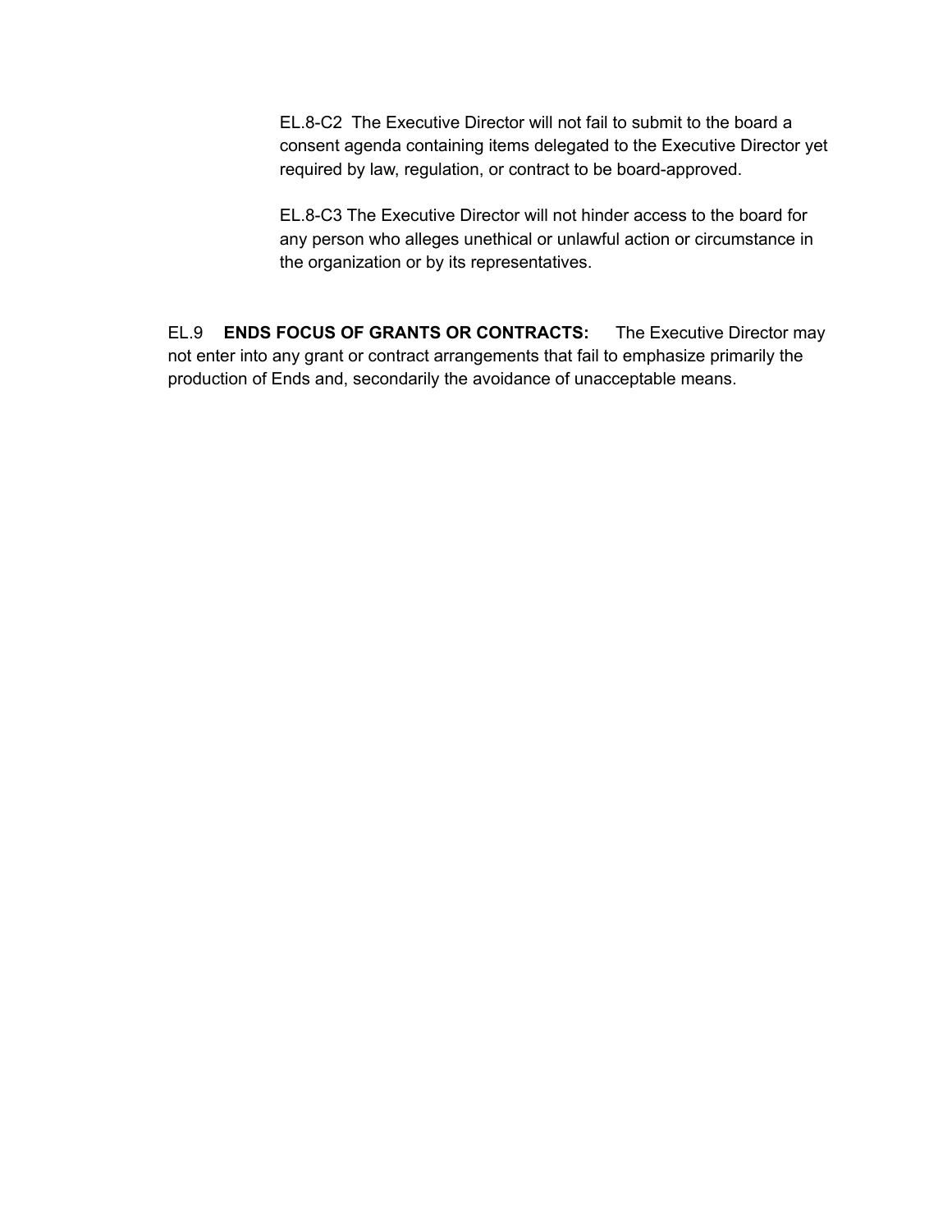EL.8-C2 The Executive Director will not fail to submit to the board a consent agenda containing items delegated to the Executive Director yet required by law, regulation, or contract to be board-approved.

EL.8-C3 The Executive Director will not hinder access to the board for any person who alleges unethical or unlawful action or circumstance in the organization or by its representatives.

EL.9 **ENDS FOCUS OF GRANTS OR CONTRACTS:** The Executive Director may not enter into any grant or contract arrangements that fail to emphasize primarily the production of Ends and, secondarily the avoidance of unacceptable means.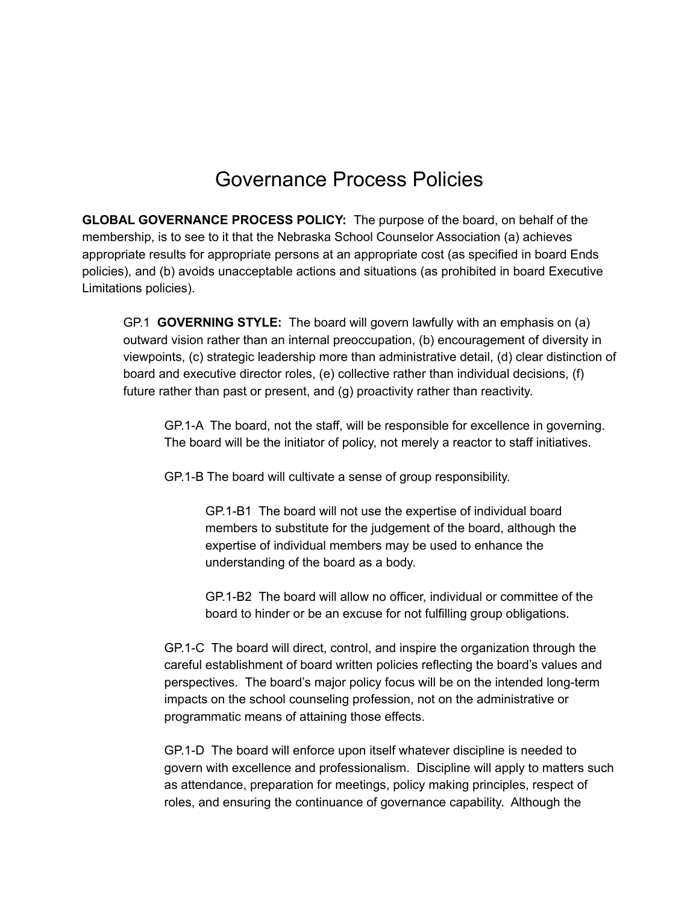# Governance Process Policies

**GLOBAL GOVERNANCE PROCESS POLICY:** The purpose of the board, on behalf of the membership, is to see to it that the Nebraska School Counselor Association (a) achieves appropriate results for appropriate persons at an appropriate cost (as specified in board Ends policies), and (b) avoids unacceptable actions and situations (as prohibited in board Executive Limitations policies).

GP.1 **GOVERNING STYLE:** The board will govern lawfully with an emphasis on (a) outward vision rather than an internal preoccupation, (b) encouragement of diversity in viewpoints, (c) strategic leadership more than administrative detail, (d) clear distinction of board and executive director roles, (e) collective rather than individual decisions, (f) future rather than past or present, and (g) proactivity rather than reactivity.

GP.1-A The board, not the staff, will be responsible for excellence in governing. The board will be the initiator of policy, not merely a reactor to staff initiatives.

GP.1-B The board will cultivate a sense of group responsibility.

GP.1-B1 The board will not use the expertise of individual board members to substitute for the judgement of the board, although the expertise of individual members may be used to enhance the understanding of the board as a body.

GP.1-B2 The board will allow no officer, individual or committee of the board to hinder or be an excuse for not fulfilling group obligations.

GP.1-C The board will direct, control, and inspire the organization through the careful establishment of board written policies reflecting the board's values and perspectives. The board's major policy focus will be on the intended long-term impacts on the school counseling profession, not on the administrative or programmatic means of attaining those effects.

GP.1-D The board will enforce upon itself whatever discipline is needed to govern with excellence and professionalism. Discipline will apply to matters such as attendance, preparation for meetings, policy making principles, respect of roles, and ensuring the continuance of governance capability. Although the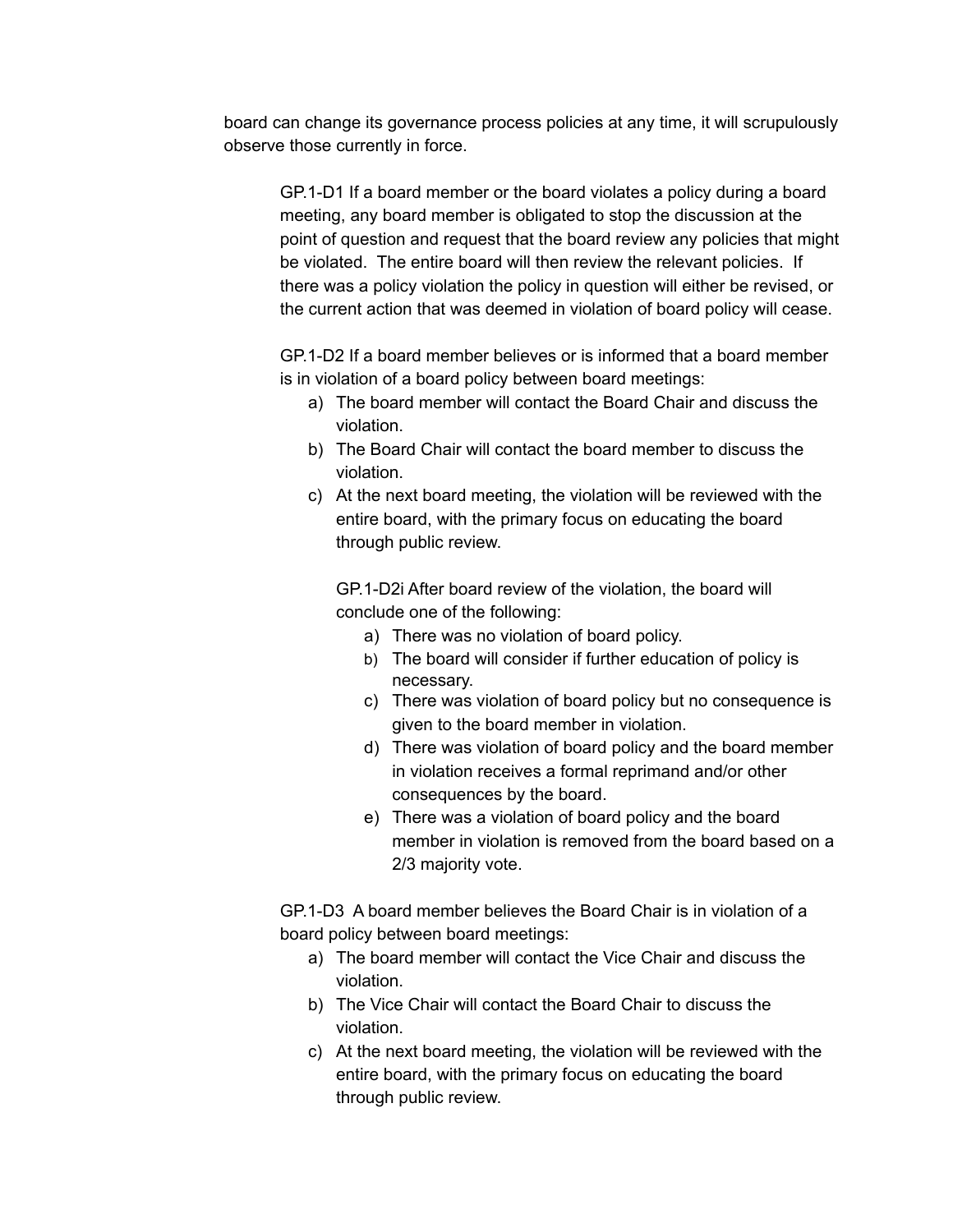board can change its governance process policies at any time, it will scrupulously observe those currently in force.

GP.1-D1 If a board member or the board violates a policy during a board meeting, any board member is obligated to stop the discussion at the point of question and request that the board review any policies that might be violated. The entire board will then review the relevant policies. If there was a policy violation the policy in question will either be revised, or the current action that was deemed in violation of board policy will cease.

GP.1-D2 If a board member believes or is informed that a board member is in violation of a board policy between board meetings:

a) The board member will contact the Board Chair and discuss the violation.
b) The Board Chair will contact the board member to discuss the violation.
c) At the next board meeting, the violation will be reviewed with the entire board, with the primary focus on educating the board through public review.

GP.1-D2i After board review of the violation, the board will conclude one of the following:

a) There was no violation of board policy.
b) The board will consider if further education of policy is necessary.
c) There was violation of board policy but no consequence is given to the board member in violation.
d) There was violation of board policy and the board member in violation receives a formal reprimand and/or other consequences by the board.
e) There was a violation of board policy and the board member in violation is removed from the board based on a 2/3 majority vote.

GP.1-D3 A board member believes the Board Chair is in violation of a board policy between board meetings:

a) The board member will contact the Vice Chair and discuss the violation.
b) The Vice Chair will contact the Board Chair to discuss the violation.
c) At the next board meeting, the violation will be reviewed with the entire board, with the primary focus on educating the board through public review.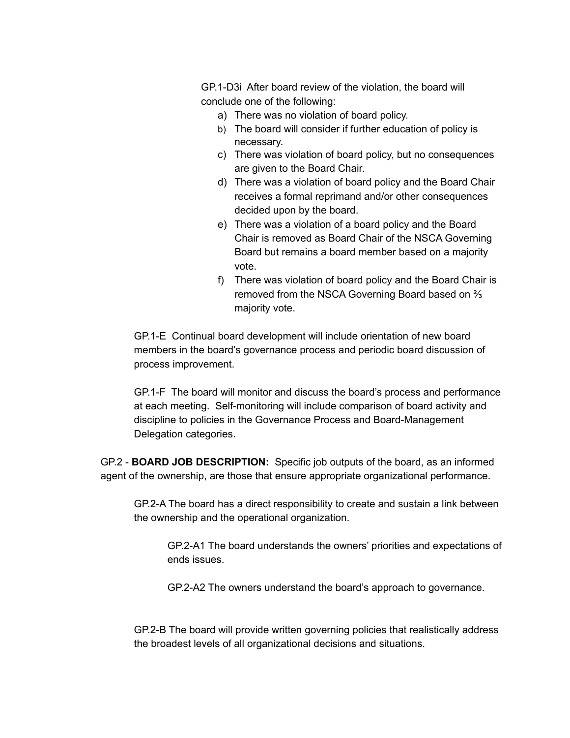GP.1-D3i After board review of the violation, the board will conclude one of the following:

a) There was no violation of board policy.
b) The board will consider if further education of policy is necessary.
c) There was violation of board policy, but no consequences are given to the Board Chair.
d) There was a violation of board policy and the Board Chair receives a formal reprimand and/or other consequences decided upon by the board.
e) There was a violation of a board policy and the Board Chair is removed as Board Chair of the NSCA Governing Board but remains a board member based on a majority vote.
f) There was violation of board policy and the Board Chair is removed from the NSCA Governing Board based on ⅔ majority vote.

GP.1-E Continual board development will include orientation of new board members in the board's governance process and periodic board discussion of process improvement.

GP.1-F The board will monitor and discuss the board's process and performance at each meeting. Self-monitoring will include comparison of board activity and discipline to policies in the Governance Process and Board-Management Delegation categories.

GP.2 - **BOARD JOB DESCRIPTION:** Specific job outputs of the board, as an informed agent of the ownership, are those that ensure appropriate organizational performance.

GP.2-A The board has a direct responsibility to create and sustain a link between the ownership and the operational organization.

GP.2-A1 The board understands the owners' priorities and expectations of ends issues.

GP.2-A2 The owners understand the board's approach to governance.

GP.2-B The board will provide written governing policies that realistically address the broadest levels of all organizational decisions and situations.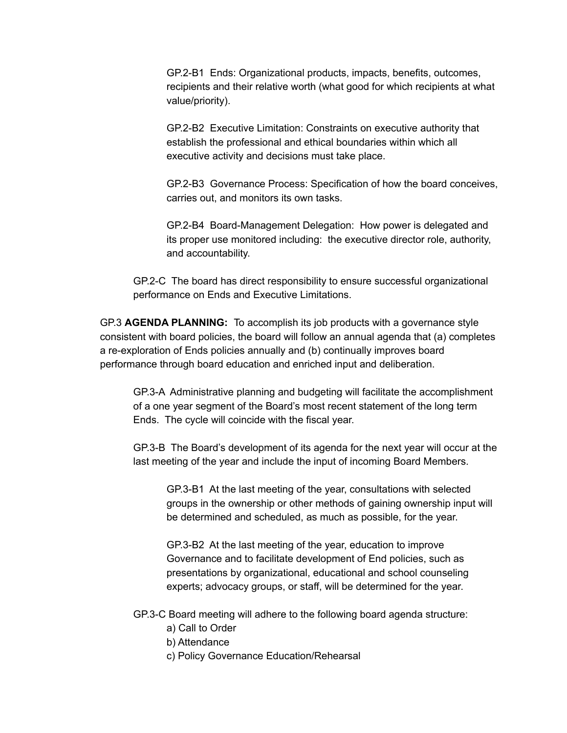GP.2-B1 Ends: Organizational products, impacts, benefits, outcomes, recipients and their relative worth (what good for which recipients at what value/priority).

GP.2-B2 Executive Limitation: Constraints on executive authority that establish the professional and ethical boundaries within which all executive activity and decisions must take place.

GP.2-B3 Governance Process: Specification of how the board conceives, carries out, and monitors its own tasks.

GP.2-B4 Board-Management Delegation: How power is delegated and its proper use monitored including: the executive director role, authority, and accountability.

GP.2-C The board has direct responsibility to ensure successful organizational performance on Ends and Executive Limitations.

GP.3 **AGENDA PLANNING:** To accomplish its job products with a governance style consistent with board policies, the board will follow an annual agenda that (a) completes a re-exploration of Ends policies annually and (b) continually improves board performance through board education and enriched input and deliberation.

GP.3-A Administrative planning and budgeting will facilitate the accomplishment of a one year segment of the Board's most recent statement of the long term Ends. The cycle will coincide with the fiscal year.

GP.3-B The Board's development of its agenda for the next year will occur at the last meeting of the year and include the input of incoming Board Members.

GP.3-B1 At the last meeting of the year, consultations with selected groups in the ownership or other methods of gaining ownership input will be determined and scheduled, as much as possible, for the year.

GP.3-B2 At the last meeting of the year, education to improve Governance and to facilitate development of End policies, such as presentations by organizational, educational and school counseling experts; advocacy groups, or staff, will be determined for the year.

GP.3-C Board meeting will adhere to the following board agenda structure:

a) Call to Order
b) Attendance
c) Policy Governance Education/Rehearsal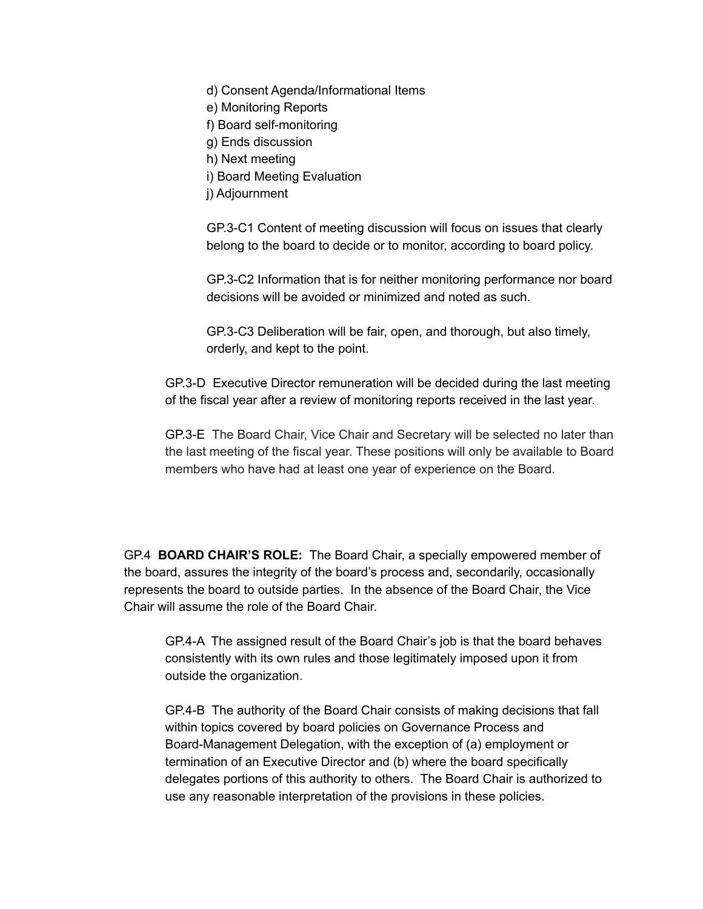d) Consent Agenda/Informational Items
e) Monitoring Reports
f) Board self-monitoring
g) Ends discussion
h) Next meeting
i) Board Meeting Evaluation
j) Adjournment

GP.3-C1 Content of meeting discussion will focus on issues that clearly belong to the board to decide or to monitor, according to board policy.

GP.3-C2 Information that is for neither monitoring performance nor board decisions will be avoided or minimized and noted as such.

GP.3-C3 Deliberation will be fair, open, and thorough, but also timely, orderly, and kept to the point.

GP.3-D Executive Director remuneration will be decided during the last meeting of the fiscal year after a review of monitoring reports received in the last year.

GP.3-E The Board Chair, Vice Chair and Secretary will be selected no later than the last meeting of the fiscal year. These positions will only be available to Board members who have had at least one year of experience on the Board.

GP.4 **BOARD CHAIR'S ROLE:** The Board Chair, a specially empowered member of the board, assures the integrity of the board's process and, secondarily, occasionally represents the board to outside parties. In the absence of the Board Chair, the Vice Chair will assume the role of the Board Chair.

GP.4-A The assigned result of the Board Chair's job is that the board behaves consistently with its own rules and those legitimately imposed upon it from outside the organization.

GP.4-B The authority of the Board Chair consists of making decisions that fall within topics covered by board policies on Governance Process and Board-Management Delegation, with the exception of (a) employment or termination of an Executive Director and (b) where the board specifically delegates portions of this authority to others. The Board Chair is authorized to use any reasonable interpretation of the provisions in these policies.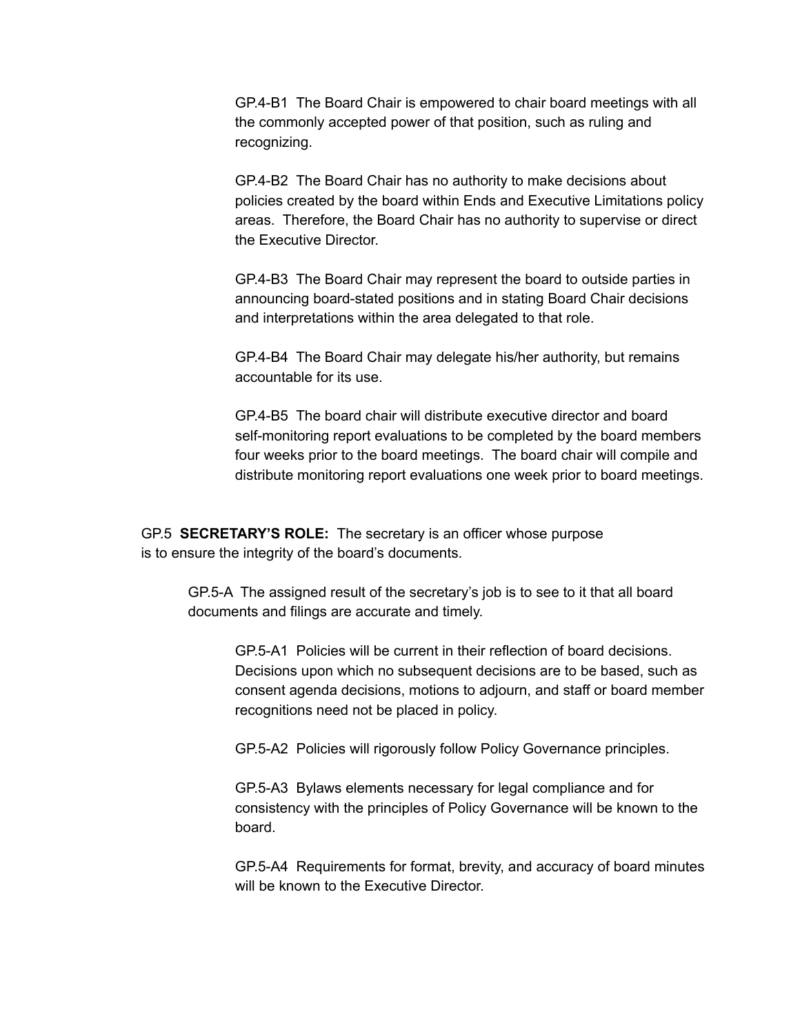GP.4-B1  The Board Chair is empowered to chair board meetings with all the commonly accepted power of that position, such as ruling and recognizing.

GP.4-B2  The Board Chair has no authority to make decisions about policies created by the board within Ends and Executive Limitations policy areas.  Therefore, the Board Chair has no authority to supervise or direct the Executive Director.

GP.4-B3  The Board Chair may represent the board to outside parties in announcing board-stated positions and in stating Board Chair decisions and interpretations within the area delegated to that role.

GP.4-B4  The Board Chair may delegate his/her authority, but remains accountable for its use.

GP.4-B5  The board chair will distribute executive director and board self-monitoring report evaluations to be completed by the board members four weeks prior to the board meetings.  The board chair will compile and distribute monitoring report evaluations one week prior to board meetings.

GP.5  **SECRETARY'S ROLE:**  The secretary is an officer whose purpose is to ensure the integrity of the board's documents.

GP.5-A  The assigned result of the secretary's job is to see to it that all board documents and filings are accurate and timely.

GP.5-A1  Policies will be current in their reflection of board decisions. Decisions upon which no subsequent decisions are to be based, such as consent agenda decisions, motions to adjourn, and staff or board member recognitions need not be placed in policy.

GP.5-A2  Policies will rigorously follow Policy Governance principles.

GP.5-A3  Bylaws elements necessary for legal compliance and for consistency with the principles of Policy Governance will be known to the board.

GP.5-A4  Requirements for format, brevity, and accuracy of board minutes will be known to the Executive Director.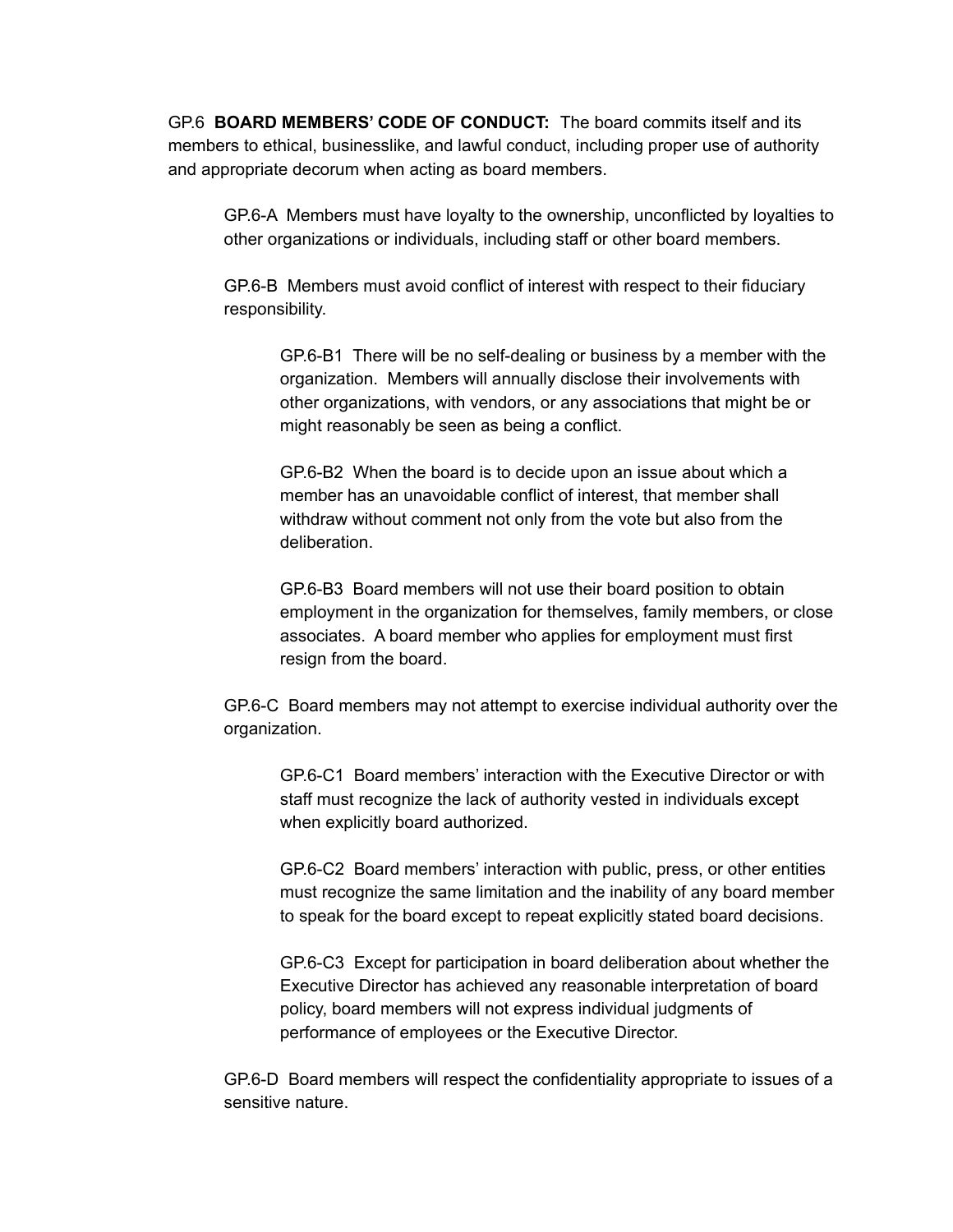GP.6 **BOARD MEMBERS' CODE OF CONDUCT:** The board commits itself and its members to ethical, businesslike, and lawful conduct, including proper use of authority and appropriate decorum when acting as board members.

> GP.6-A Members must have loyalty to the ownership, unconflicted by loyalties to other organizations or individuals, including staff or other board members.
>
> GP.6-B Members must avoid conflict of interest with respect to their fiduciary responsibility.
>
> > GP.6-B1 There will be no self-dealing or business by a member with the organization. Members will annually disclose their involvements with other organizations, with vendors, or any associations that might be or might reasonably be seen as being a conflict.
> >
> > GP.6-B2 When the board is to decide upon an issue about which a member has an unavoidable conflict of interest, that member shall withdraw without comment not only from the vote but also from the deliberation.
> >
> > GP.6-B3 Board members will not use their board position to obtain employment in the organization for themselves, family members, or close associates. A board member who applies for employment must first resign from the board.
>
> GP.6-C Board members may not attempt to exercise individual authority over the organization.
>
> > GP.6-C1 Board members' interaction with the Executive Director or with staff must recognize the lack of authority vested in individuals except when explicitly board authorized.
> >
> > GP.6-C2 Board members' interaction with public, press, or other entities must recognize the same limitation and the inability of any board member to speak for the board except to repeat explicitly stated board decisions.
> >
> > GP.6-C3 Except for participation in board deliberation about whether the Executive Director has achieved any reasonable interpretation of board policy, board members will not express individual judgments of performance of employees or the Executive Director.
>
> GP.6-D Board members will respect the confidentiality appropriate to issues of a sensitive nature.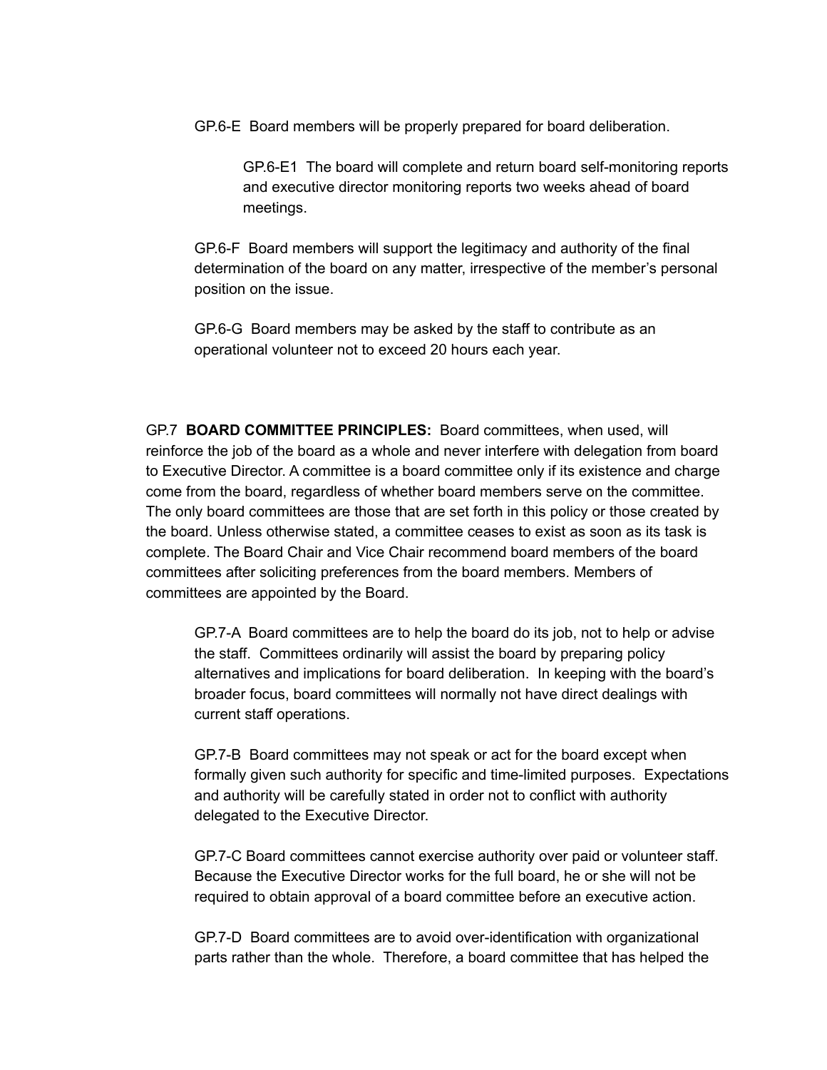GP.6-E  Board members will be properly prepared for board deliberation.

GP.6-E1  The board will complete and return board self-monitoring reports and executive director monitoring reports two weeks ahead of board meetings.

GP.6-F  Board members will support the legitimacy and authority of the final determination of the board on any matter, irrespective of the member's personal position on the issue.

GP.6-G  Board members may be asked by the staff to contribute as an operational volunteer not to exceed 20 hours each year.

GP.7  **BOARD COMMITTEE PRINCIPLES:**  Board committees, when used, will reinforce the job of the board as a whole and never interfere with delegation from board to Executive Director. A committee is a board committee only if its existence and charge come from the board, regardless of whether board members serve on the committee. The only board committees are those that are set forth in this policy or those created by the board. Unless otherwise stated, a committee ceases to exist as soon as its task is complete. The Board Chair and Vice Chair recommend board members of the board committees after soliciting preferences from the board members. Members of committees are appointed by the Board.

GP.7-A  Board committees are to help the board do its job, not to help or advise the staff.  Committees ordinarily will assist the board by preparing policy alternatives and implications for board deliberation.  In keeping with the board's broader focus, board committees will normally not have direct dealings with current staff operations.

GP.7-B  Board committees may not speak or act for the board except when formally given such authority for specific and time-limited purposes.  Expectations and authority will be carefully stated in order not to conflict with authority delegated to the Executive Director.

GP.7-C Board committees cannot exercise authority over paid or volunteer staff. Because the Executive Director works for the full board, he or she will not be required to obtain approval of a board committee before an executive action.

GP.7-D  Board committees are to avoid over-identification with organizational parts rather than the whole.  Therefore, a board committee that has helped the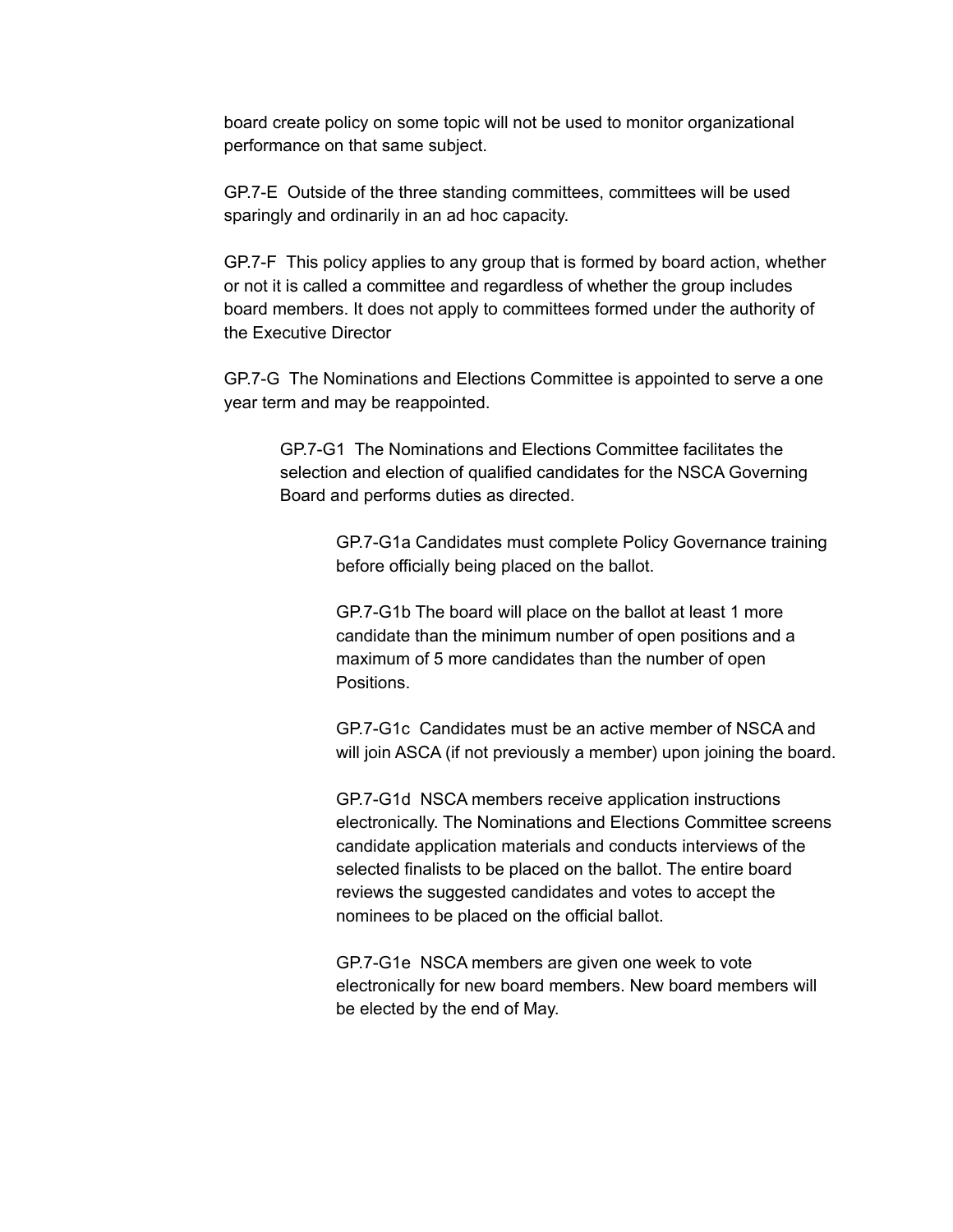board create policy on some topic will not be used to monitor organizational performance on that same subject.

GP.7-E  Outside of the three standing committees, committees will be used sparingly and ordinarily in an ad hoc capacity.

GP.7-F  This policy applies to any group that is formed by board action, whether or not it is called a committee and regardless of whether the group includes board members. It does not apply to committees formed under the authority of the Executive Director

GP.7-G  The Nominations and Elections Committee is appointed to serve a one year term and may be reappointed.

> GP.7-G1  The Nominations and Elections Committee facilitates the selection and election of qualified candidates for the NSCA Governing Board and performs duties as directed.
>
> > GP.7-G1a Candidates must complete Policy Governance training before officially being placed on the ballot.
> >
> > GP.7-G1b The board will place on the ballot at least 1 more candidate than the minimum number of open positions and a maximum of 5 more candidates than the number of open Positions.
> >
> > GP.7-G1c  Candidates must be an active member of NSCA and will join ASCA (if not previously a member) upon joining the board.
> >
> > GP.7-G1d  NSCA members receive application instructions electronically. The Nominations and Elections Committee screens candidate application materials and conducts interviews of the selected finalists to be placed on the ballot. The entire board reviews the suggested candidates and votes to accept the nominees to be placed on the official ballot.
> >
> > GP.7-G1e  NSCA members are given one week to vote electronically for new board members. New board members will be elected by the end of May.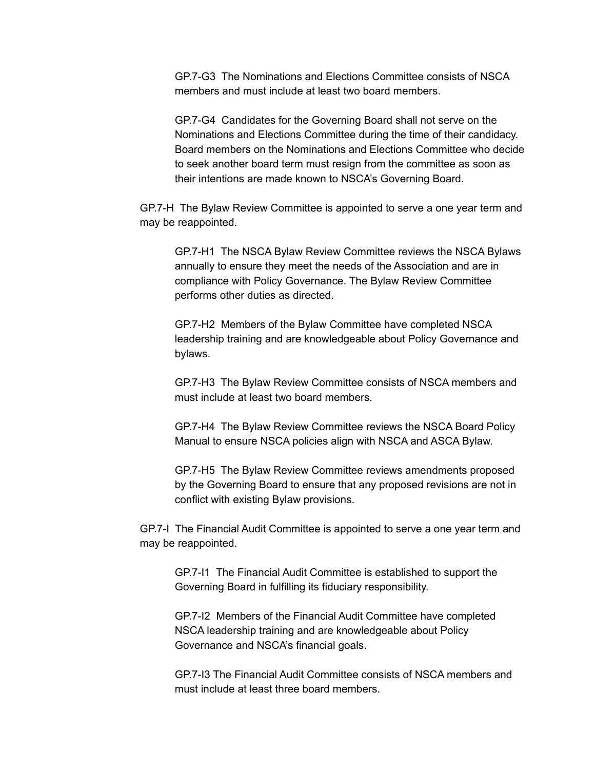GP.7-G3  The Nominations and Elections Committee consists of NSCA members and must include at least two board members.

GP.7-G4  Candidates for the Governing Board shall not serve on the Nominations and Elections Committee during the time of their candidacy. Board members on the Nominations and Elections Committee who decide to seek another board term must resign from the committee as soon as their intentions are made known to NSCA's Governing Board.

GP.7-H  The Bylaw Review Committee is appointed to serve a one year term and may be reappointed.

GP.7-H1  The NSCA Bylaw Review Committee reviews the NSCA Bylaws annually to ensure they meet the needs of the Association and are in compliance with Policy Governance. The Bylaw Review Committee performs other duties as directed.

GP.7-H2  Members of the Bylaw Committee have completed NSCA leadership training and are knowledgeable about Policy Governance and bylaws.

GP.7-H3  The Bylaw Review Committee consists of NSCA members and must include at least two board members.

GP.7-H4  The Bylaw Review Committee reviews the NSCA Board Policy Manual to ensure NSCA policies align with NSCA and ASCA Bylaw.

GP.7-H5  The Bylaw Review Committee reviews amendments proposed by the Governing Board to ensure that any proposed revisions are not in conflict with existing Bylaw provisions.

GP.7-I  The Financial Audit Committee is appointed to serve a one year term and may be reappointed.

GP.7-I1  The Financial Audit Committee is established to support the Governing Board in fulfilling its fiduciary responsibility.

GP.7-I2  Members of the Financial Audit Committee have completed NSCA leadership training and are knowledgeable about Policy Governance and NSCA's financial goals.

GP.7-I3 The Financial Audit Committee consists of NSCA members and must include at least three board members.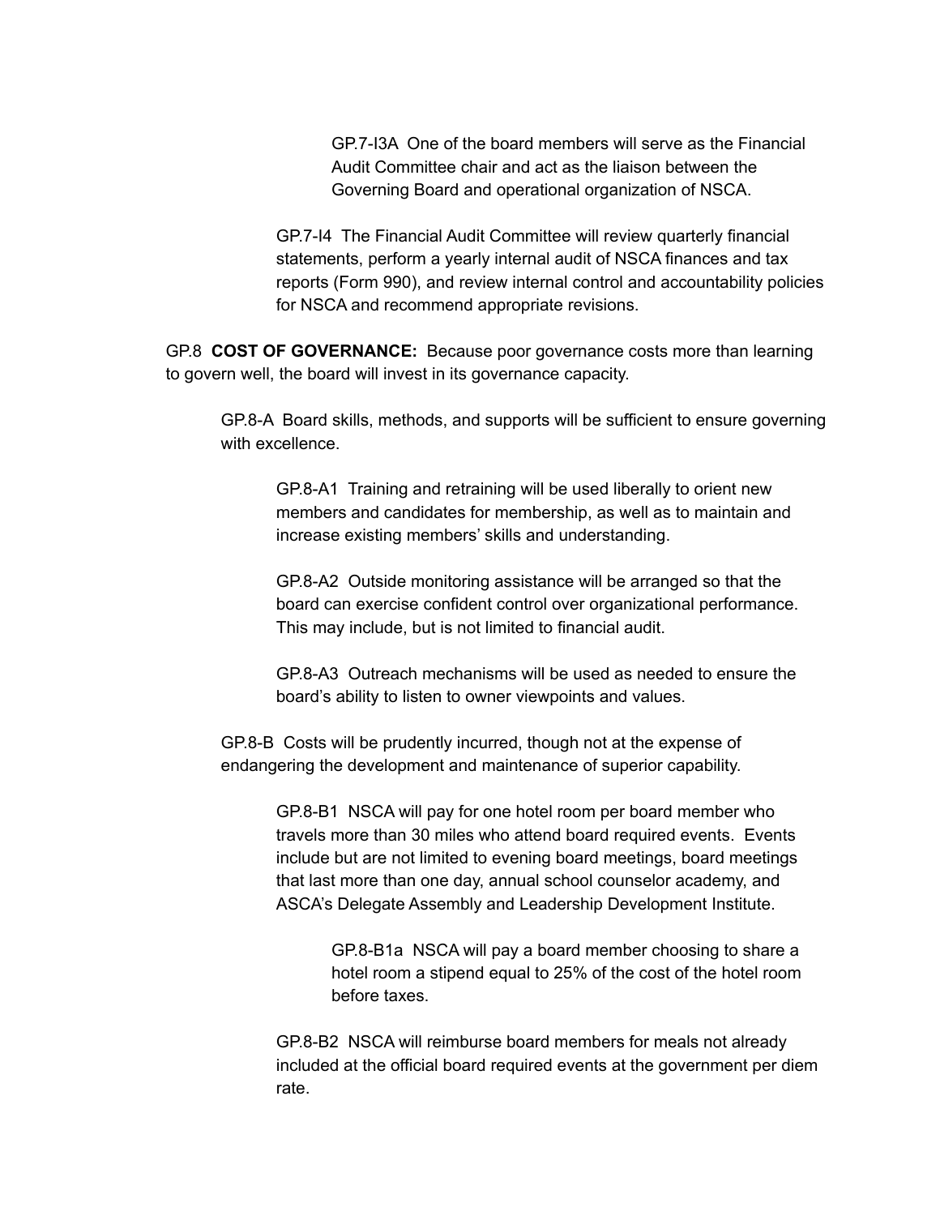GP.7-I3A  One of the board members will serve as the Financial Audit Committee chair and act as the liaison between the Governing Board and operational organization of NSCA.

GP.7-I4  The Financial Audit Committee will review quarterly financial statements, perform a yearly internal audit of NSCA finances and tax reports (Form 990), and review internal control and accountability policies for NSCA and recommend appropriate revisions.

GP.8  **COST OF GOVERNANCE:**  Because poor governance costs more than learning to govern well, the board will invest in its governance capacity.

GP.8-A  Board skills, methods, and supports will be sufficient to ensure governing with excellence.

GP.8-A1  Training and retraining will be used liberally to orient new members and candidates for membership, as well as to maintain and increase existing members' skills and understanding.

GP.8-A2  Outside monitoring assistance will be arranged so that the board can exercise confident control over organizational performance. This may include, but is not limited to financial audit.

GP.8-A3  Outreach mechanisms will be used as needed to ensure the board's ability to listen to owner viewpoints and values.

GP.8-B  Costs will be prudently incurred, though not at the expense of endangering the development and maintenance of superior capability.

GP.8-B1  NSCA will pay for one hotel room per board member who travels more than 30 miles who attend board required events.  Events include but are not limited to evening board meetings, board meetings that last more than one day, annual school counselor academy, and ASCA's Delegate Assembly and Leadership Development Institute.

GP.8-B1a  NSCA will pay a board member choosing to share a hotel room a stipend equal to 25% of the cost of the hotel room before taxes.

GP.8-B2  NSCA will reimburse board members for meals not already included at the official board required events at the government per diem rate.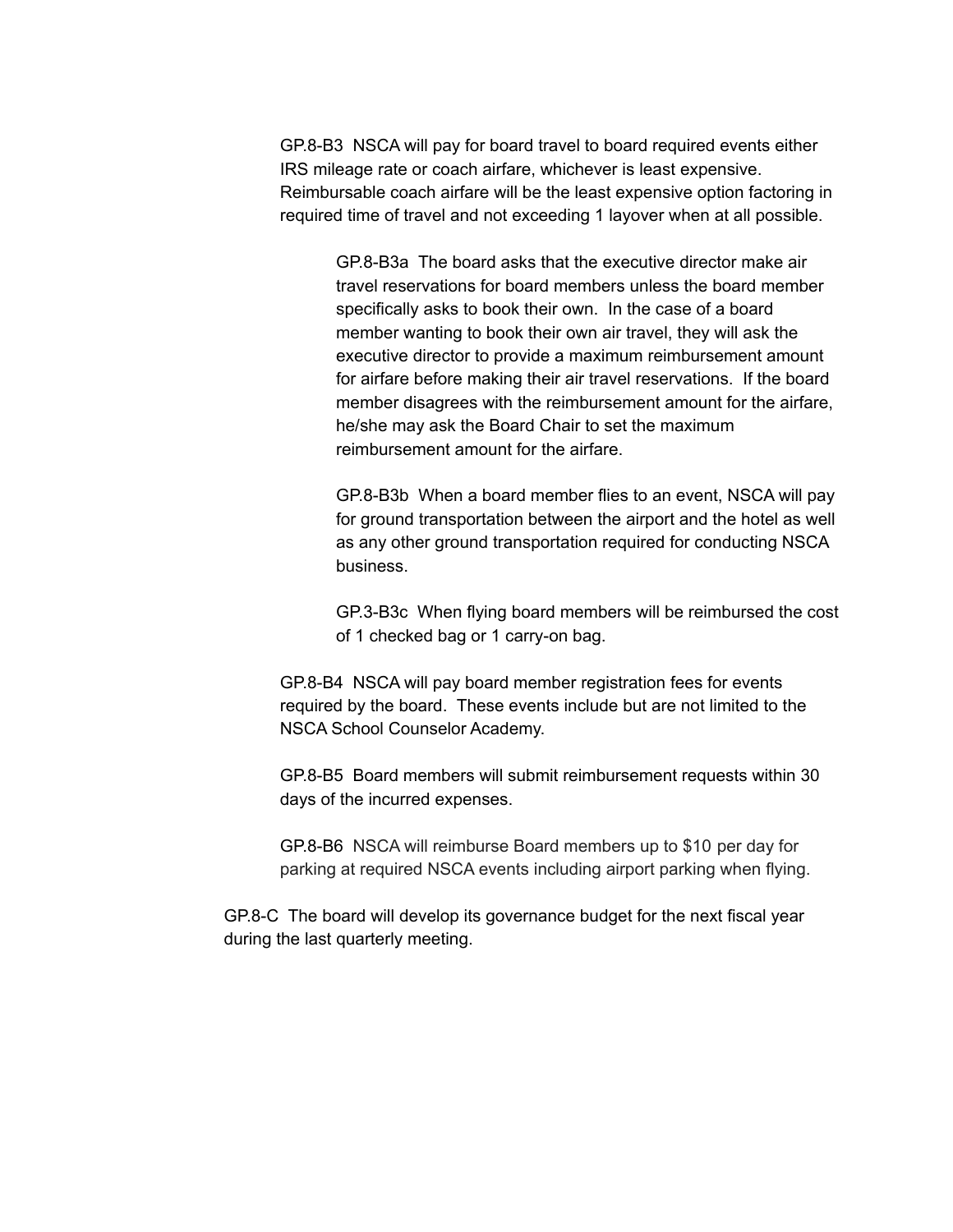GP.8-B3  NSCA will pay for board travel to board required events either IRS mileage rate or coach airfare, whichever is least expensive. Reimbursable coach airfare will be the least expensive option factoring in required time of travel and not exceeding 1 layover when at all possible.

GP.8-B3a  The board asks that the executive director make air travel reservations for board members unless the board member specifically asks to book their own.  In the case of a board member wanting to book their own air travel, they will ask the executive director to provide a maximum reimbursement amount for airfare before making their air travel reservations.  If the board member disagrees with the reimbursement amount for the airfare, he/she may ask the Board Chair to set the maximum reimbursement amount for the airfare.

GP.8-B3b  When a board member flies to an event, NSCA will pay for ground transportation between the airport and the hotel as well as any other ground transportation required for conducting NSCA business.

GP.3-B3c  When flying board members will be reimbursed the cost of 1 checked bag or 1 carry-on bag.

GP.8-B4  NSCA will pay board member registration fees for events required by the board.  These events include but are not limited to the NSCA School Counselor Academy.

GP.8-B5  Board members will submit reimbursement requests within 30 days of the incurred expenses.

GP.8-B6  NSCA will reimburse Board members up to $10 per day for parking at required NSCA events including airport parking when flying.

GP.8-C  The board will develop its governance budget for the next fiscal year during the last quarterly meeting.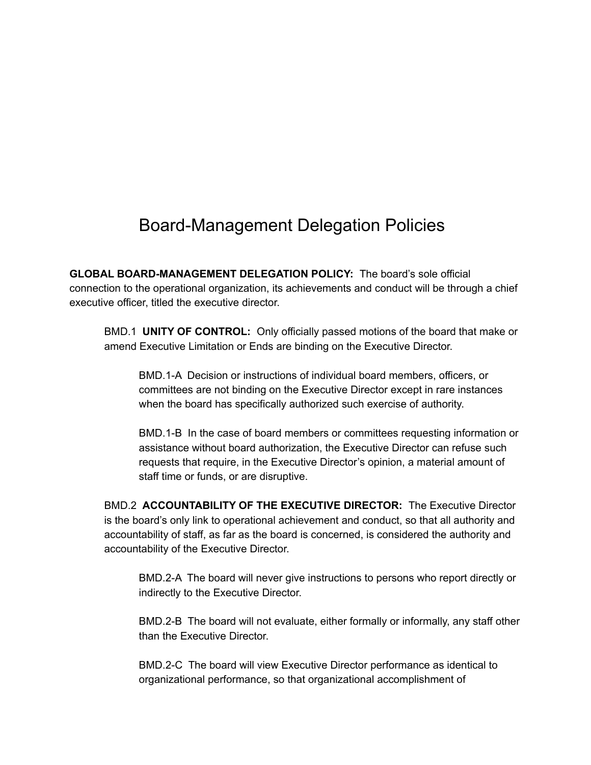# Board-Management Delegation Policies

**GLOBAL BOARD-MANAGEMENT DELEGATION POLICY:** The board's sole official connection to the operational organization, its achievements and conduct will be through a chief executive officer, titled the executive director.

BMD.1 **UNITY OF CONTROL:** Only officially passed motions of the board that make or amend Executive Limitation or Ends are binding on the Executive Director.

BMD.1-A Decision or instructions of individual board members, officers, or committees are not binding on the Executive Director except in rare instances when the board has specifically authorized such exercise of authority.

BMD.1-B In the case of board members or committees requesting information or assistance without board authorization, the Executive Director can refuse such requests that require, in the Executive Director's opinion, a material amount of staff time or funds, or are disruptive.

BMD.2 **ACCOUNTABILITY OF THE EXECUTIVE DIRECTOR:** The Executive Director is the board's only link to operational achievement and conduct, so that all authority and accountability of staff, as far as the board is concerned, is considered the authority and accountability of the Executive Director.

BMD.2-A The board will never give instructions to persons who report directly or indirectly to the Executive Director.

BMD.2-B The board will not evaluate, either formally or informally, any staff other than the Executive Director.

BMD.2-C The board will view Executive Director performance as identical to organizational performance, so that organizational accomplishment of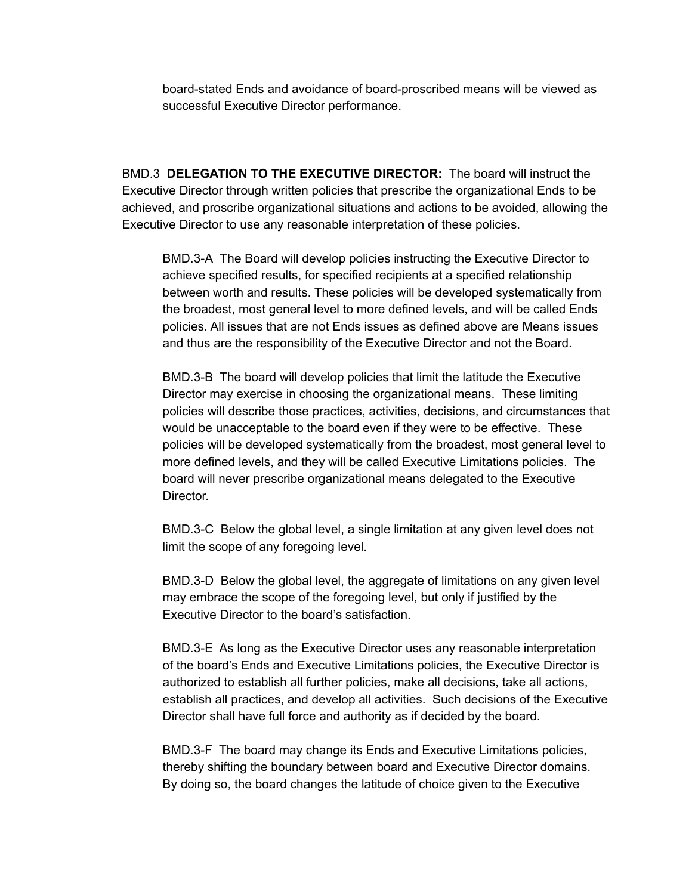board-stated Ends and avoidance of board-proscribed means will be viewed as successful Executive Director performance.

BMD.3 **DELEGATION TO THE EXECUTIVE DIRECTOR:** The board will instruct the Executive Director through written policies that prescribe the organizational Ends to be achieved, and proscribe organizational situations and actions to be avoided, allowing the Executive Director to use any reasonable interpretation of these policies.

BMD.3-A The Board will develop policies instructing the Executive Director to achieve specified results, for specified recipients at a specified relationship between worth and results. These policies will be developed systematically from the broadest, most general level to more defined levels, and will be called Ends policies. All issues that are not Ends issues as defined above are Means issues and thus are the responsibility of the Executive Director and not the Board.

BMD.3-B The board will develop policies that limit the latitude the Executive Director may exercise in choosing the organizational means. These limiting policies will describe those practices, activities, decisions, and circumstances that would be unacceptable to the board even if they were to be effective. These policies will be developed systematically from the broadest, most general level to more defined levels, and they will be called Executive Limitations policies. The board will never prescribe organizational means delegated to the Executive Director.

BMD.3-C Below the global level, a single limitation at any given level does not limit the scope of any foregoing level.

BMD.3-D Below the global level, the aggregate of limitations on any given level may embrace the scope of the foregoing level, but only if justified by the Executive Director to the board's satisfaction.

BMD.3-E As long as the Executive Director uses any reasonable interpretation of the board's Ends and Executive Limitations policies, the Executive Director is authorized to establish all further policies, make all decisions, take all actions, establish all practices, and develop all activities. Such decisions of the Executive Director shall have full force and authority as if decided by the board.

BMD.3-F The board may change its Ends and Executive Limitations policies, thereby shifting the boundary between board and Executive Director domains. By doing so, the board changes the latitude of choice given to the Executive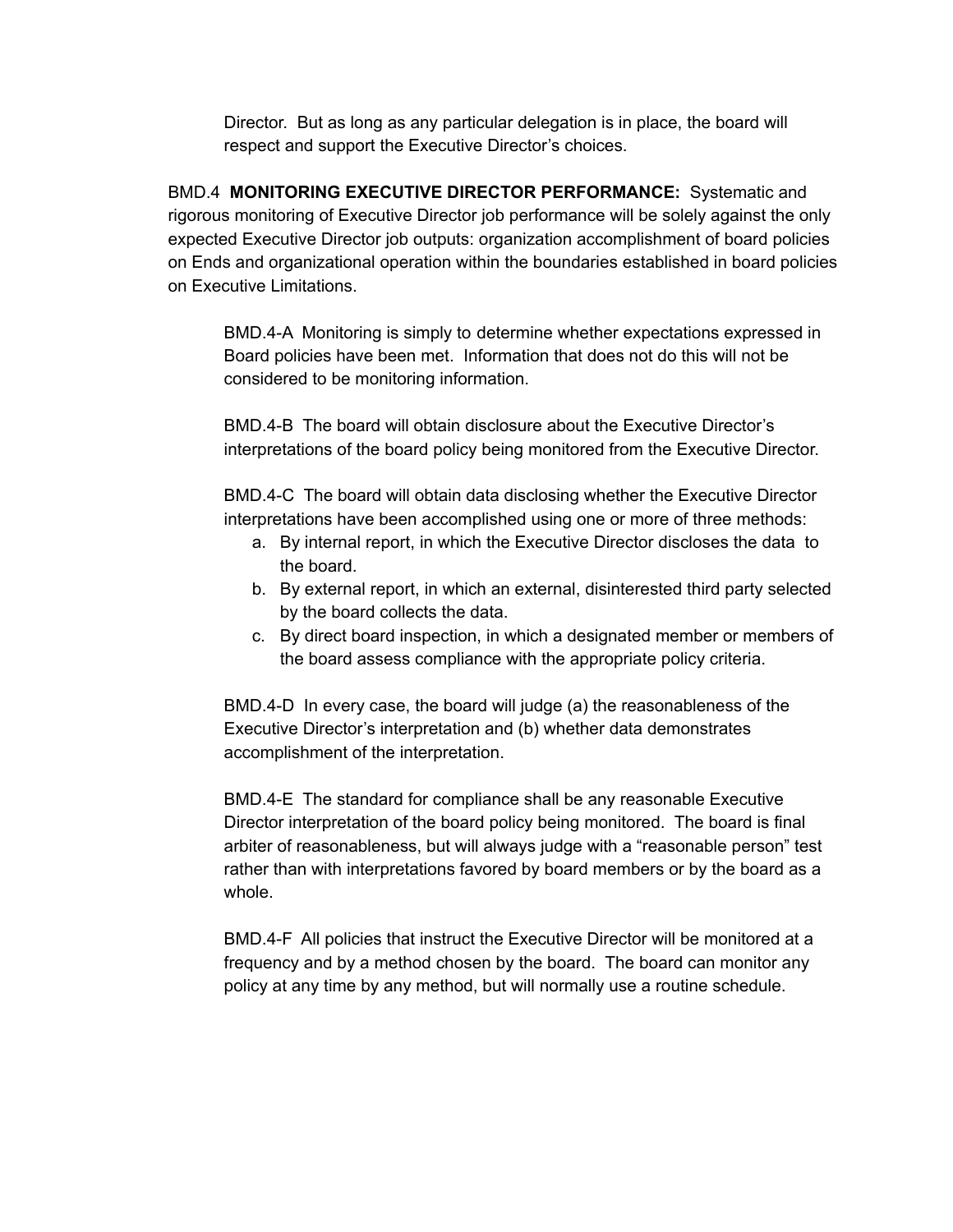Director. But as long as any particular delegation is in place, the board will respect and support the Executive Director's choices.

BMD.4 **MONITORING EXECUTIVE DIRECTOR PERFORMANCE:** Systematic and rigorous monitoring of Executive Director job performance will be solely against the only expected Executive Director job outputs: organization accomplishment of board policies on Ends and organizational operation within the boundaries established in board policies on Executive Limitations.

BMD.4-A Monitoring is simply to determine whether expectations expressed in Board policies have been met. Information that does not do this will not be considered to be monitoring information.

BMD.4-B The board will obtain disclosure about the Executive Director's interpretations of the board policy being monitored from the Executive Director.

BMD.4-C The board will obtain data disclosing whether the Executive Director interpretations have been accomplished using one or more of three methods:

a. By internal report, in which the Executive Director discloses the data to the board.
b. By external report, in which an external, disinterested third party selected by the board collects the data.
c. By direct board inspection, in which a designated member or members of the board assess compliance with the appropriate policy criteria.

BMD.4-D In every case, the board will judge (a) the reasonableness of the Executive Director's interpretation and (b) whether data demonstrates accomplishment of the interpretation.

BMD.4-E The standard for compliance shall be any reasonable Executive Director interpretation of the board policy being monitored. The board is final arbiter of reasonableness, but will always judge with a "reasonable person" test rather than with interpretations favored by board members or by the board as a whole.

BMD.4-F All policies that instruct the Executive Director will be monitored at a frequency and by a method chosen by the board. The board can monitor any policy at any time by any method, but will normally use a routine schedule.